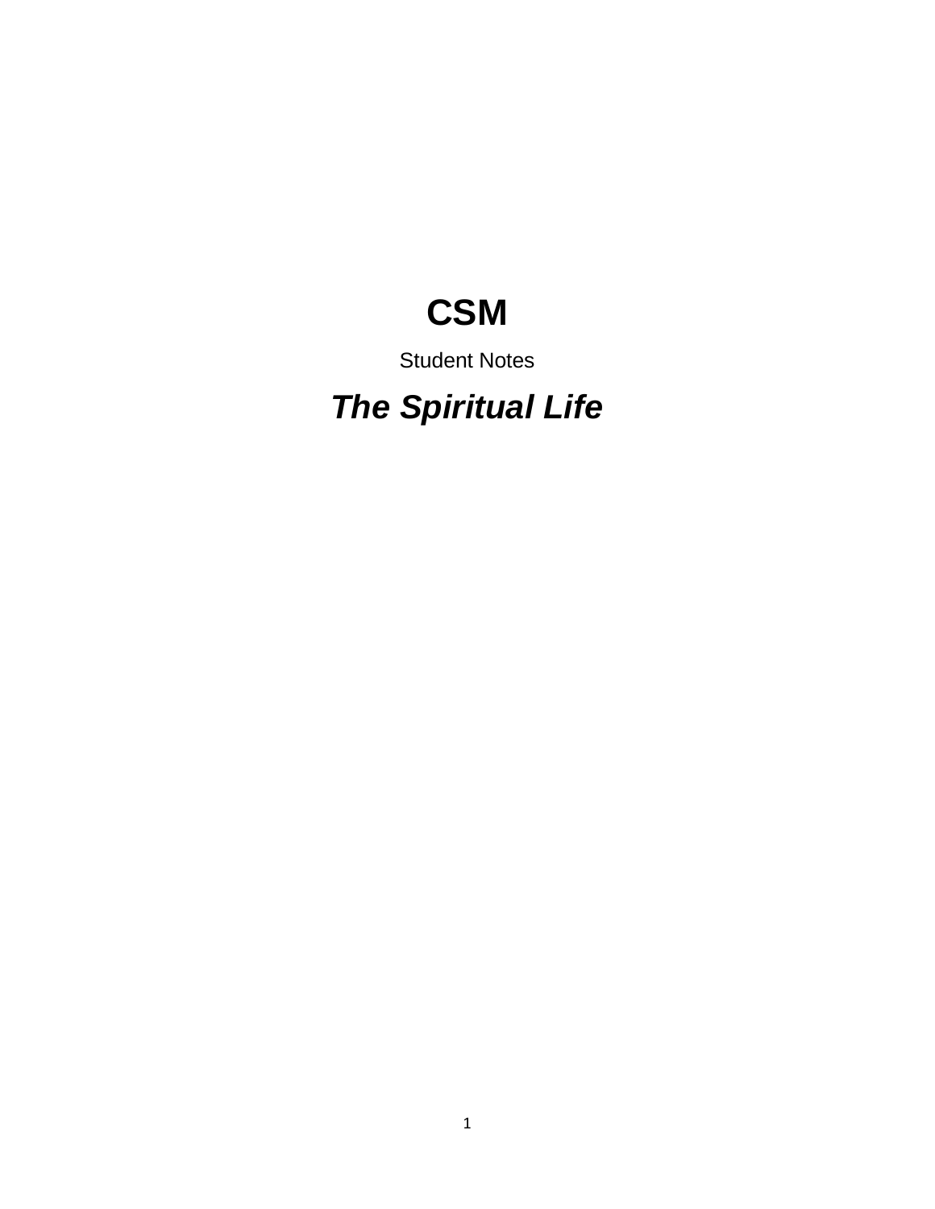# CSM

Student Notes

## *The Spiritual Life*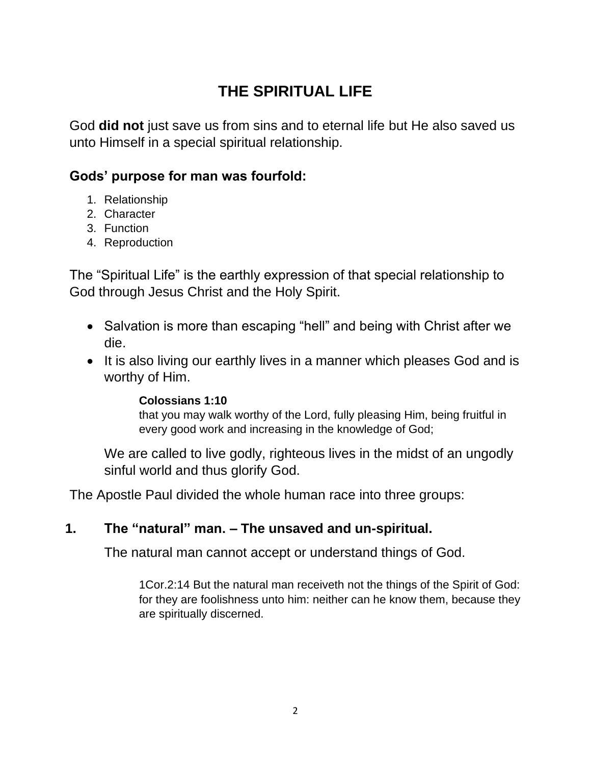# THE SPIRITUAL LIFE

God **did not** just save us from sins and to eternal life but He also saved us unto Himself in a special spiritual relationship.

### Gods' purpose for man was fourfold:

1. Relationship
2. Character
3. Function
4. Reproduction

The "Spiritual Life" is the earthly expression of that special relationship to God through Jesus Christ and the Holy Spirit.

- Salvation is more than escaping "hell" and being with Christ after we die.
- It is also living our earthly lives in a manner which pleases God and is worthy of Him.

> **Colossians 1:10**
> that you may walk worthy of the Lord, fully pleasing Him, being fruitful in every good work and increasing in the knowledge of God;

We are called to live godly, righteous lives in the midst of an ungodly sinful world and thus glorify God.

The Apostle Paul divided the whole human race into three groups:

### 1. The "natural" man. – The unsaved and un-spiritual.

The natural man cannot accept or understand things of God.

> 1Cor.2:14 But the natural man receiveth not the things of the Spirit of God: for they are foolishness unto him: neither can he know them, because they are spiritually discerned.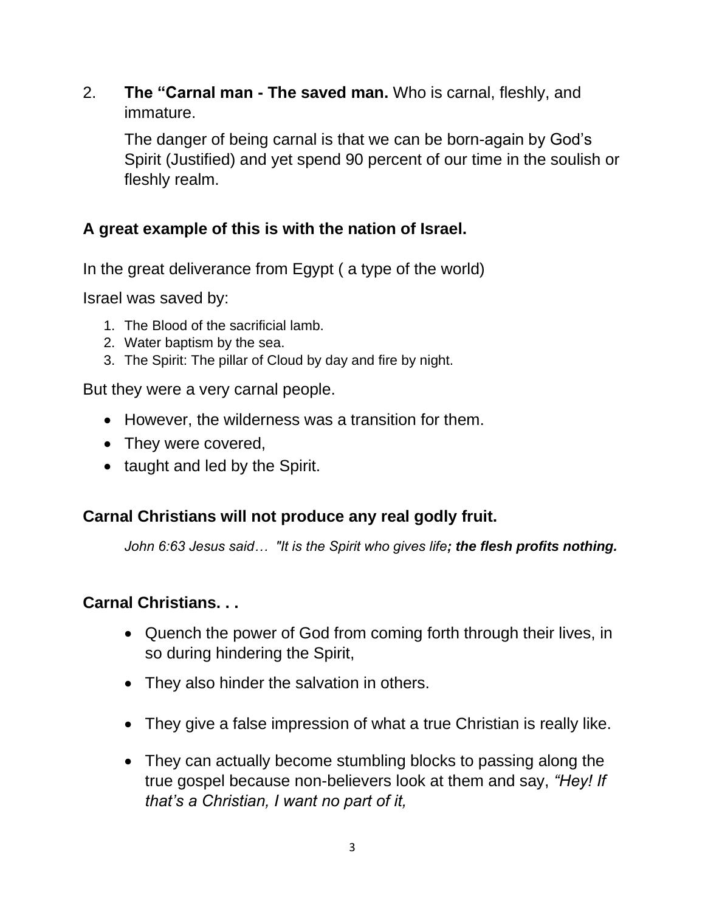2. **The "Carnal man - The saved man.** Who is carnal, fleshly, and immature.

   The danger of being carnal is that we can be born-again by God's Spirit (Justified) and yet spend 90 percent of our time in the soulish or fleshly realm.

**A great example of this is with the nation of Israel.**

In the great deliverance from Egypt ( a type of the world)

Israel was saved by:

1. The Blood of the sacrificial lamb.
2. Water baptism by the sea.
3. The Spirit: The pillar of Cloud by day and fire by night.

But they were a very carnal people.

- However, the wilderness was a transition for them.
- They were covered,
- taught and led by the Spirit.

**Carnal Christians will not produce any real godly fruit.**

*John 6:63 Jesus said… "It is the Spirit who gives life**; the flesh profits nothing.***

**Carnal Christians. . .**

- Quench the power of God from coming forth through their lives, in so during hindering the Spirit,
- They also hinder the salvation in others.
- They give a false impression of what a true Christian is really like.
- They can actually become stumbling blocks to passing along the true gospel because non-believers look at them and say, *"Hey! If that's a Christian, I want no part of it,*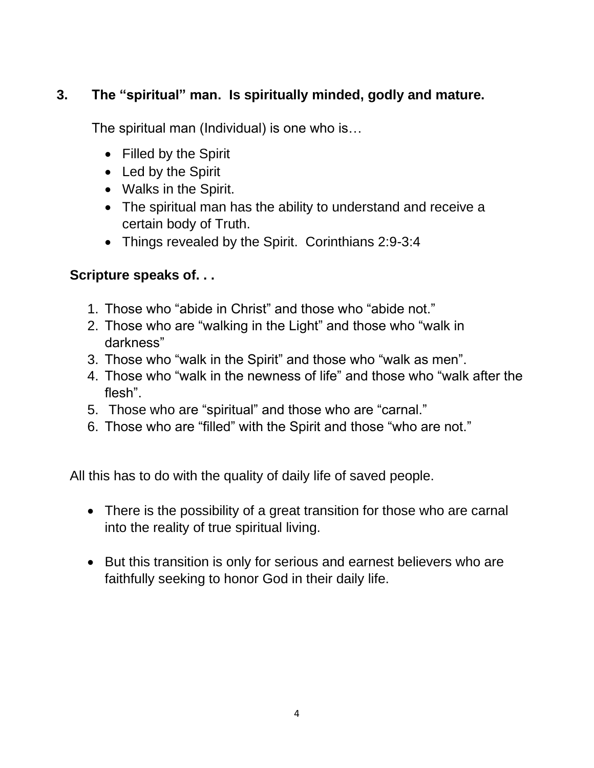### 3. The "spiritual" man. Is spiritually minded, godly and mature.

The spiritual man (Individual) is one who is…

- Filled by the Spirit
- Led by the Spirit
- Walks in the Spirit.
- The spiritual man has the ability to understand and receive a certain body of Truth.
- Things revealed by the Spirit. Corinthians 2:9-3:4

**Scripture speaks of. . .**

1. Those who "abide in Christ" and those who "abide not."
2. Those who are "walking in the Light" and those who "walk in darkness"
3. Those who "walk in the Spirit" and those who "walk as men".
4. Those who "walk in the newness of life" and those who "walk after the flesh".
5. Those who are "spiritual" and those who are "carnal."
6. Those who are "filled" with the Spirit and those "who are not."

All this has to do with the quality of daily life of saved people.

- There is the possibility of a great transition for those who are carnal into the reality of true spiritual living.

- But this transition is only for serious and earnest believers who are faithfully seeking to honor God in their daily life.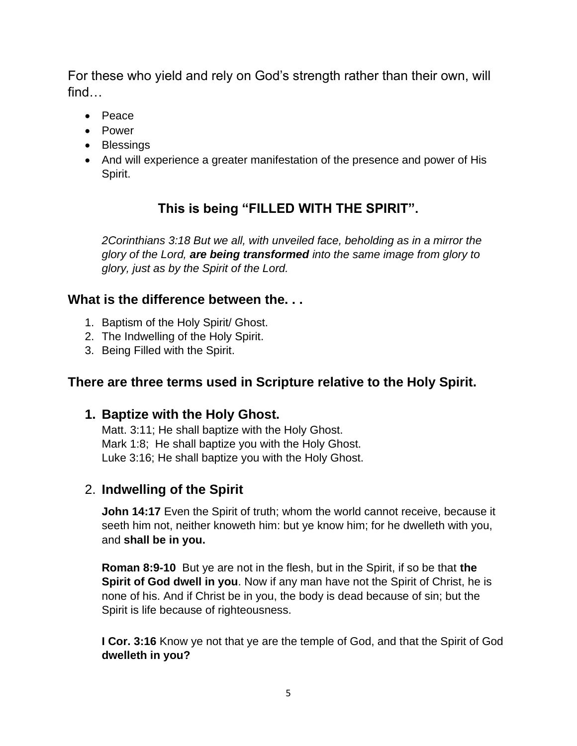For these who yield and rely on God's strength rather than their own, will find…

- Peace
- Power
- Blessings
- And will experience a greater manifestation of the presence and power of His Spirit.

## This is being "FILLED WITH THE SPIRIT".

*2Corinthians 3:18 But we all, with unveiled face, beholding as in a mirror the glory of the Lord, **are being transformed** into the same image from glory to glory, just as by the Spirit of the Lord.*

### What is the difference between the. . .

1. Baptism of the Holy Spirit/ Ghost.
2. The Indwelling of the Holy Spirit.
3. Being Filled with the Spirit.

### There are three terms used in Scripture relative to the Holy Spirit.

#### 1. Baptize with the Holy Ghost.

Matt. 3:11; He shall baptize with the Holy Ghost.
Mark 1:8; He shall baptize you with the Holy Ghost.
Luke 3:16; He shall baptize you with the Holy Ghost.

#### 2. Indwelling of the Spirit

**John 14:17** Even the Spirit of truth; whom the world cannot receive, because it seeth him not, neither knoweth him: but ye know him; for he dwelleth with you, and **shall be in you.**

**Roman 8:9-10** But ye are not in the flesh, but in the Spirit, if so be that **the Spirit of God dwell in you**. Now if any man have not the Spirit of Christ, he is none of his. And if Christ be in you, the body is dead because of sin; but the Spirit is life because of righteousness.

**I Cor. 3:16** Know ye not that ye are the temple of God, and that the Spirit of God **dwelleth in you?**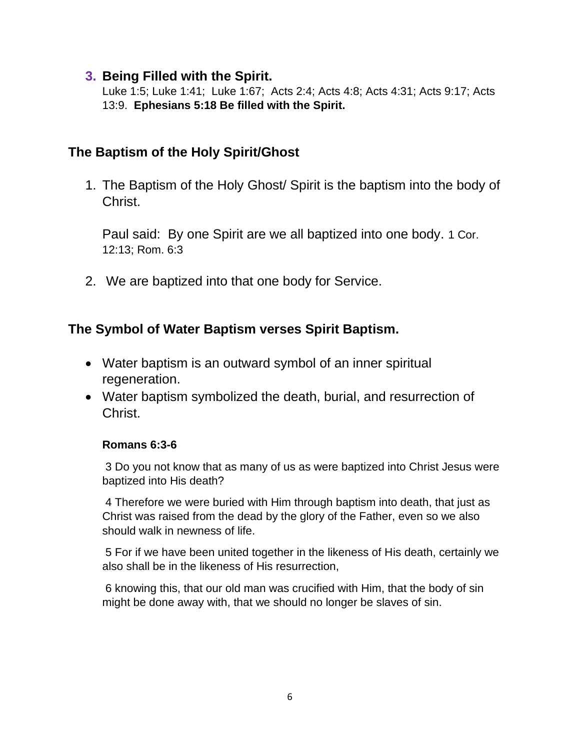3. **Being Filled with the Spirit.**
   Luke 1:5; Luke 1:41; Luke 1:67; Acts 2:4; Acts 4:8; Acts 4:31; Acts 9:17; Acts 13:9. **Ephesians 5:18 Be filled with the Spirit.**

## The Baptism of the Holy Spirit/Ghost

1. The Baptism of the Holy Ghost/ Spirit is the baptism into the body of Christ.

   Paul said: By one Spirit are we all baptized into one body. 1 Cor. 12:13; Rom. 6:3

2. We are baptized into that one body for Service.

## The Symbol of Water Baptism verses Spirit Baptism.

- Water baptism is an outward symbol of an inner spiritual regeneration.
- Water baptism symbolized the death, burial, and resurrection of Christ.

  **Romans 6:3-6**

  3 Do you not know that as many of us as were baptized into Christ Jesus were baptized into His death?

  4 Therefore we were buried with Him through baptism into death, that just as Christ was raised from the dead by the glory of the Father, even so we also should walk in newness of life.

  5 For if we have been united together in the likeness of His death, certainly we also shall be in the likeness of His resurrection,

  6 knowing this, that our old man was crucified with Him, that the body of sin might be done away with, that we should no longer be slaves of sin.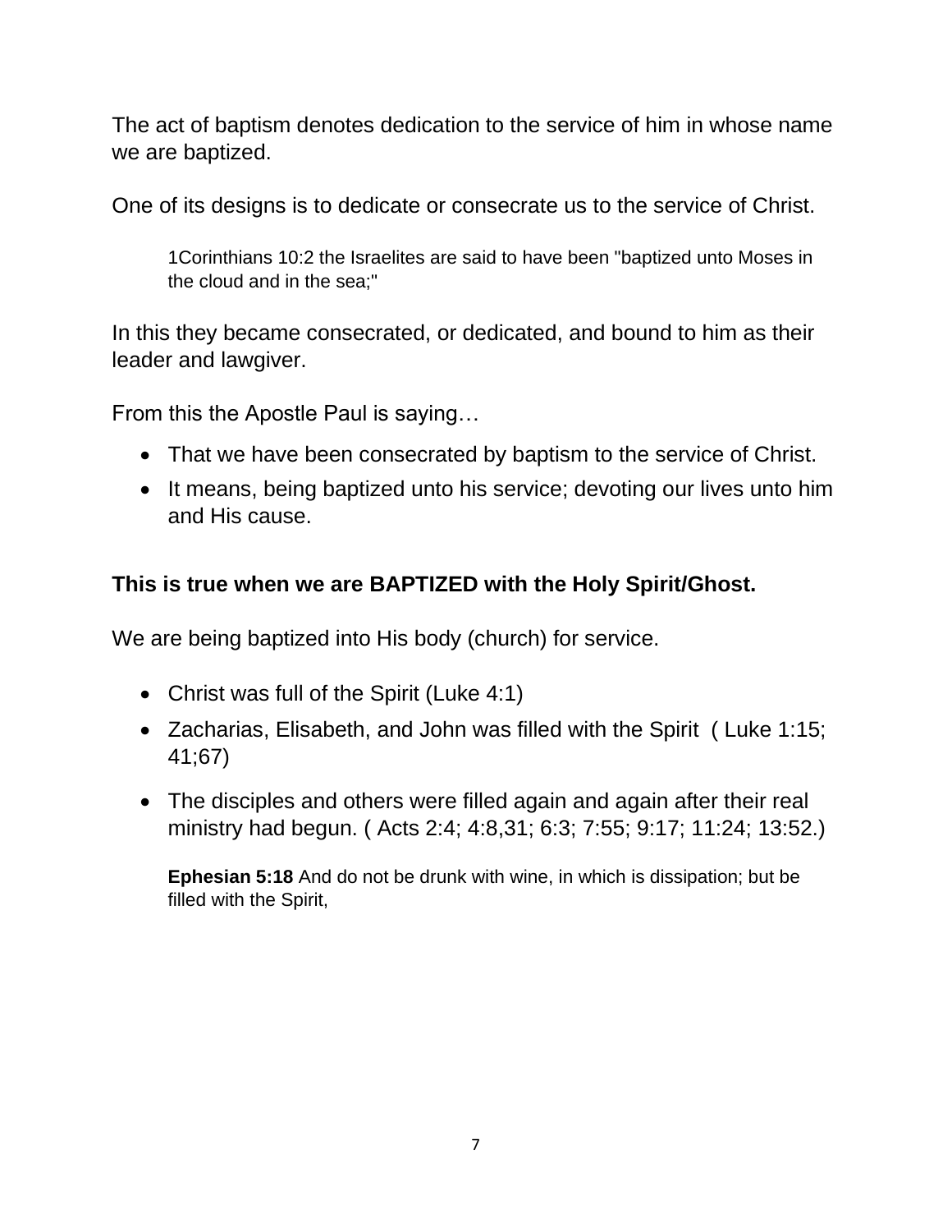The act of baptism denotes dedication to the service of him in whose name we are baptized.

One of its designs is to dedicate or consecrate us to the service of Christ.

> 1Corinthians 10:2 the Israelites are said to have been "baptized unto Moses in the cloud and in the sea;"

In this they became consecrated, or dedicated, and bound to him as their leader and lawgiver.

From this the Apostle Paul is saying…

- That we have been consecrated by baptism to the service of Christ.
- It means, being baptized unto his service; devoting our lives unto him and His cause.

**This is true when we are BAPTIZED with the Holy Spirit/Ghost.**

We are being baptized into His body (church) for service.

- Christ was full of the Spirit (Luke 4:1)
- Zacharias, Elisabeth, and John was filled with the Spirit ( Luke 1:15; 41;67)
- The disciples and others were filled again and again after their real ministry had begun. ( Acts 2:4; 4:8,31; 6:3; 7:55; 9:17; 11:24; 13:52.)

> **Ephesian 5:18** And do not be drunk with wine, in which is dissipation; but be filled with the Spirit,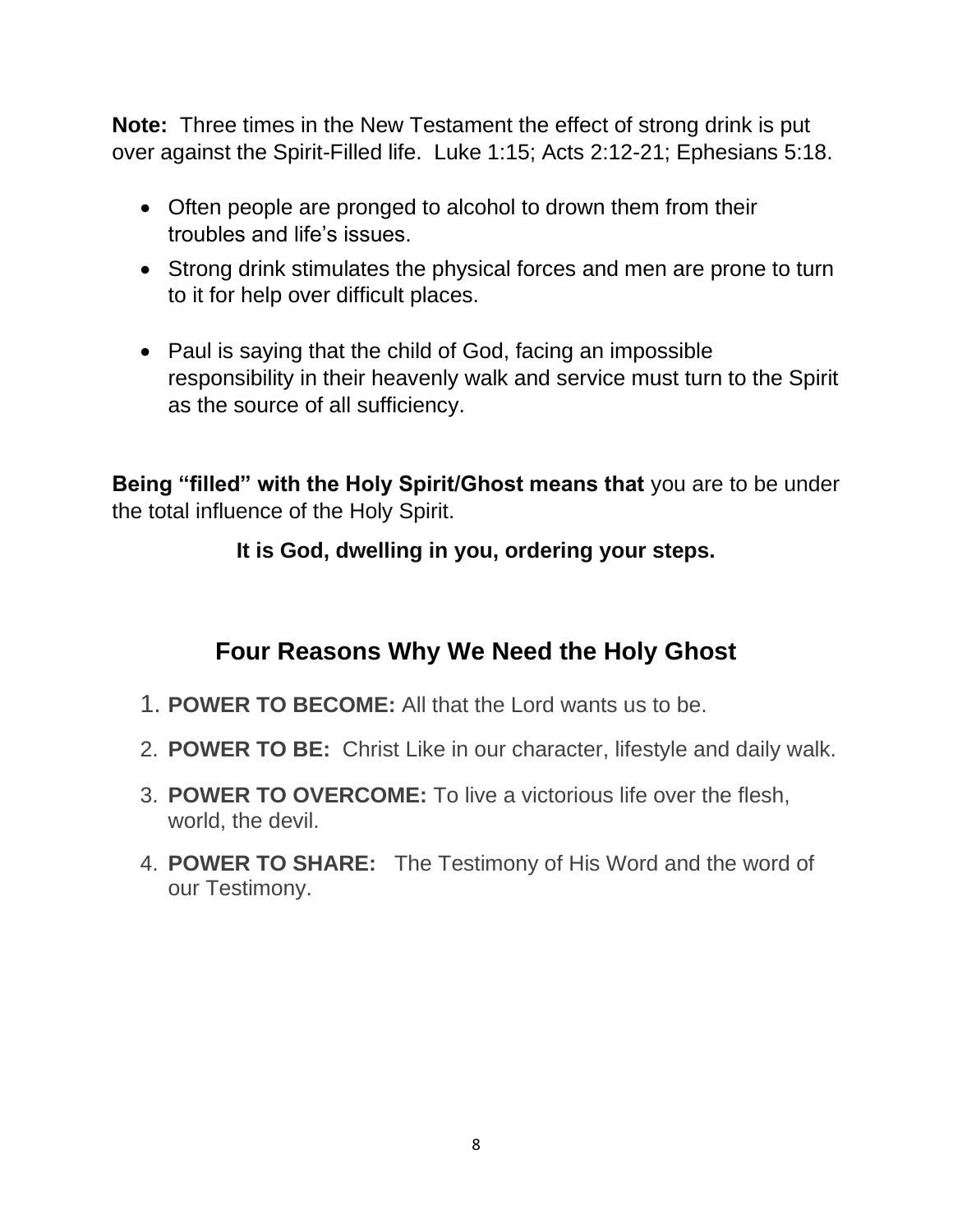**Note:** Three times in the New Testament the effect of strong drink is put over against the Spirit-Filled life. Luke 1:15; Acts 2:12-21; Ephesians 5:18.

- Often people are pronged to alcohol to drown them from their troubles and life's issues.
- Strong drink stimulates the physical forces and men are prone to turn to it for help over difficult places.
- Paul is saying that the child of God, facing an impossible responsibility in their heavenly walk and service must turn to the Spirit as the source of all sufficiency.

**Being "filled" with the Holy Spirit/Ghost means that** you are to be under the total influence of the Holy Spirit.

**It is God, dwelling in you, ordering your steps.**

## Four Reasons Why We Need the Holy Ghost

1. **POWER TO BECOME:** All that the Lord wants us to be.
2. **POWER TO BE:** Christ Like in our character, lifestyle and daily walk.
3. **POWER TO OVERCOME:** To live a victorious life over the flesh, world, the devil.
4. **POWER TO SHARE:** The Testimony of His Word and the word of our Testimony.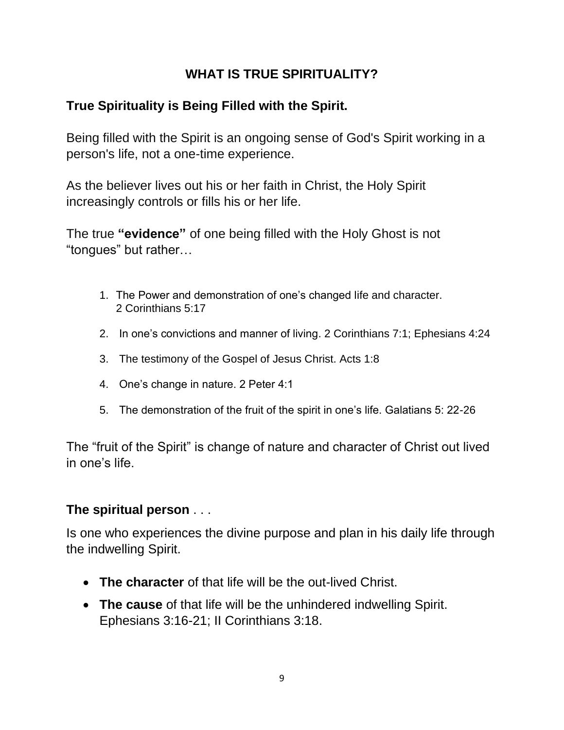# WHAT IS TRUE SPIRITUALITY?

## True Spirituality is Being Filled with the Spirit.

Being filled with the Spirit is an ongoing sense of God's Spirit working in a person's life, not a one-time experience.

As the believer lives out his or her faith in Christ, the Holy Spirit increasingly controls or fills his or her life.

The true **"evidence"** of one being filled with the Holy Ghost is not "tongues" but rather…

1. The Power and demonstration of one's changed life and character. 2 Corinthians 5:17
2. In one's convictions and manner of living. 2 Corinthians 7:1; Ephesians 4:24
3. The testimony of the Gospel of Jesus Christ. Acts 1:8
4. One's change in nature. 2 Peter 4:1
5. The demonstration of the fruit of the spirit in one's life. Galatians 5: 22-26

The "fruit of the Spirit" is change of nature and character of Christ out lived in one's life.

**The spiritual person** . . .

Is one who experiences the divine purpose and plan in his daily life through the indwelling Spirit.

- **The character** of that life will be the out-lived Christ.
- **The cause** of that life will be the unhindered indwelling Spirit. Ephesians 3:16-21; II Corinthians 3:18.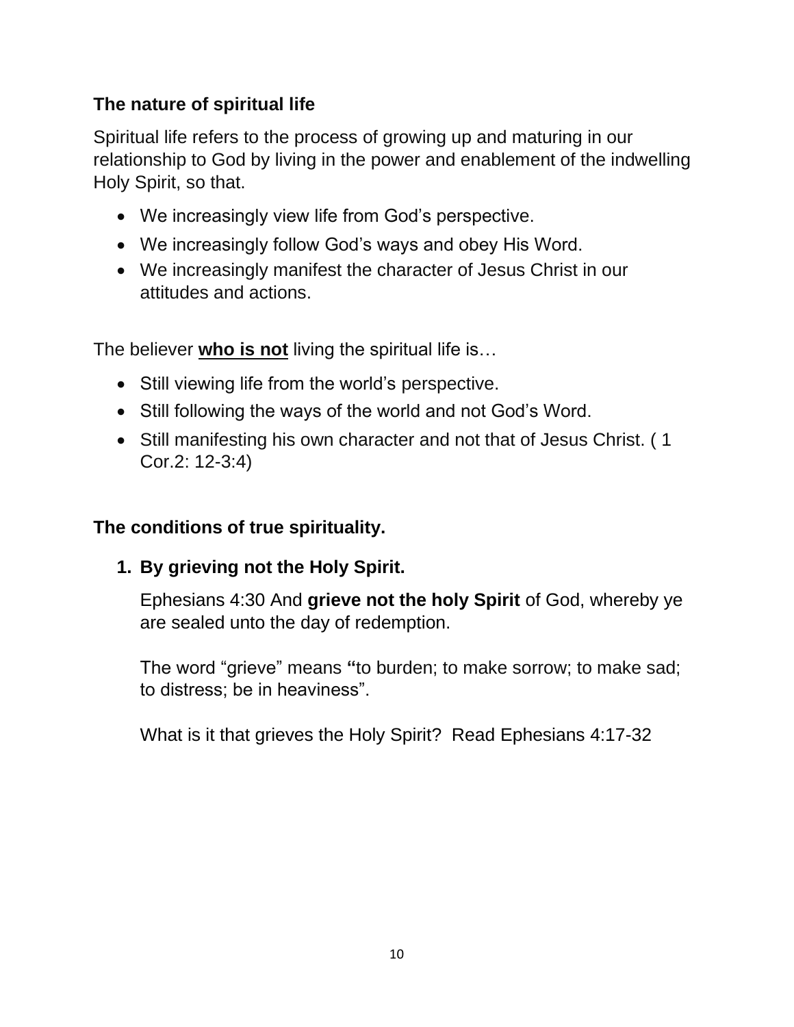### The nature of spiritual life

Spiritual life refers to the process of growing up and maturing in our relationship to God by living in the power and enablement of the indwelling Holy Spirit, so that.

- We increasingly view life from God's perspective.
- We increasingly follow God's ways and obey His Word.
- We increasingly manifest the character of Jesus Christ in our attitudes and actions.

The believer <u>**who is not**</u> living the spiritual life is…

- Still viewing life from the world's perspective.
- Still following the ways of the world and not God's Word.
- Still manifesting his own character and not that of Jesus Christ. ( 1 Cor.2: 12-3:4)

### The conditions of true spirituality.

1. **By grieving not the Holy Spirit.**

   Ephesians 4:30 And **grieve not the holy Spirit** of God, whereby ye are sealed unto the day of redemption.

   The word "grieve" means **"**to burden; to make sorrow; to make sad; to distress; be in heaviness".

   What is it that grieves the Holy Spirit? Read Ephesians 4:17-32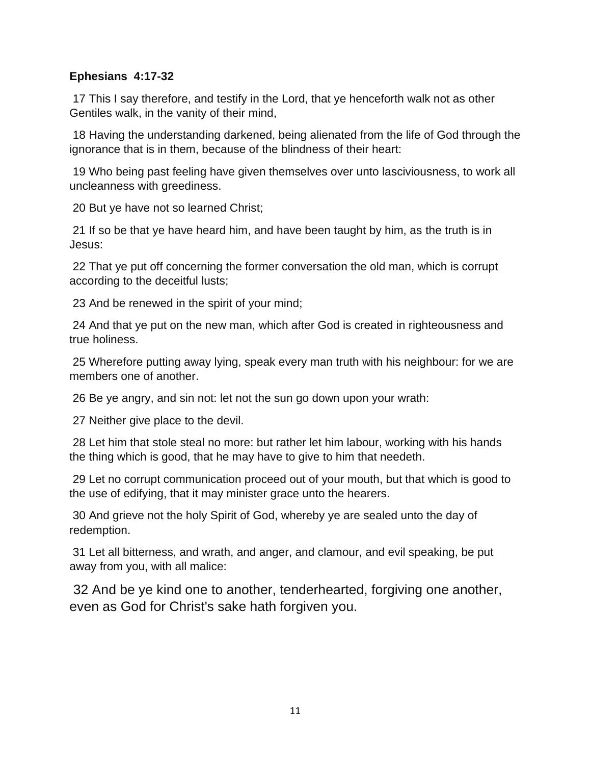**Ephesians 4:17-32**

17 This I say therefore, and testify in the Lord, that ye henceforth walk not as other Gentiles walk, in the vanity of their mind,

18 Having the understanding darkened, being alienated from the life of God through the ignorance that is in them, because of the blindness of their heart:

19 Who being past feeling have given themselves over unto lasciviousness, to work all uncleanness with greediness.

20 But ye have not so learned Christ;

21 If so be that ye have heard him, and have been taught by him, as the truth is in Jesus:

22 That ye put off concerning the former conversation the old man, which is corrupt according to the deceitful lusts;

23 And be renewed in the spirit of your mind;

24 And that ye put on the new man, which after God is created in righteousness and true holiness.

25 Wherefore putting away lying, speak every man truth with his neighbour: for we are members one of another.

26 Be ye angry, and sin not: let not the sun go down upon your wrath:

27 Neither give place to the devil.

28 Let him that stole steal no more: but rather let him labour, working with his hands the thing which is good, that he may have to give to him that needeth.

29 Let no corrupt communication proceed out of your mouth, but that which is good to the use of edifying, that it may minister grace unto the hearers.

30 And grieve not the holy Spirit of God, whereby ye are sealed unto the day of redemption.

31 Let all bitterness, and wrath, and anger, and clamour, and evil speaking, be put away from you, with all malice:

32 And be ye kind one to another, tenderhearted, forgiving one another, even as God for Christ's sake hath forgiven you.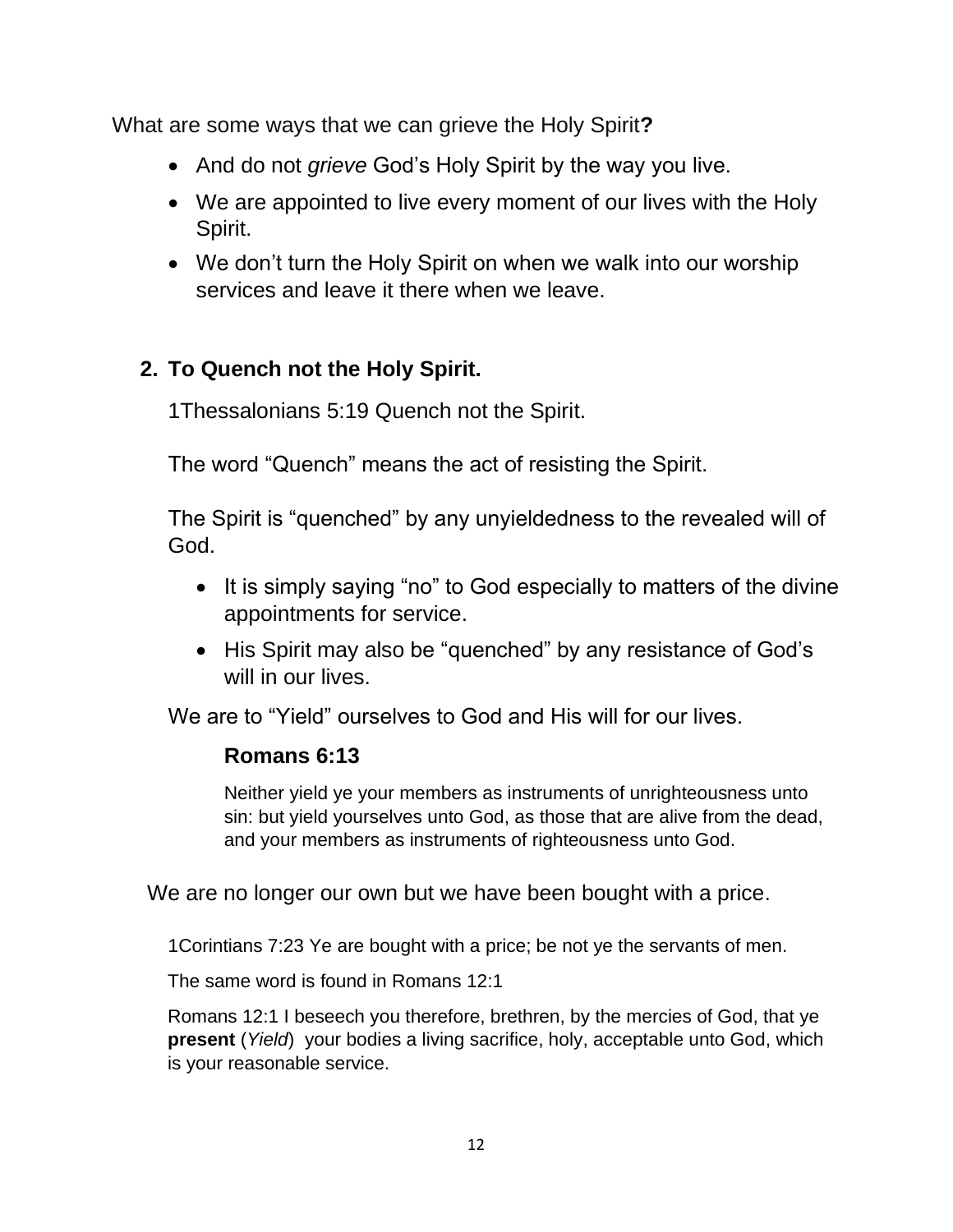What are some ways that we can grieve the Holy Spirit**?**

- And do not *grieve* God's Holy Spirit by the way you live.
- We are appointed to live every moment of our lives with the Holy Spirit.
- We don't turn the Holy Spirit on when we walk into our worship services and leave it there when we leave.

## 2. To Quench not the Holy Spirit.

1Thessalonians 5:19 Quench not the Spirit.

The word "Quench" means the act of resisting the Spirit.

The Spirit is "quenched" by any unyieldedness to the revealed will of God.

- It is simply saying "no" to God especially to matters of the divine appointments for service.
- His Spirit may also be "quenched" by any resistance of God's will in our lives.

We are to "Yield" ourselves to God and His will for our lives.

### Romans 6:13

Neither yield ye your members as instruments of unrighteousness unto sin: but yield yourselves unto God, as those that are alive from the dead, and your members as instruments of righteousness unto God.

We are no longer our own but we have been bought with a price.

1Corintians 7:23 Ye are bought with a price; be not ye the servants of men.

The same word is found in Romans 12:1

Romans 12:1 I beseech you therefore, brethren, by the mercies of God, that ye **present** (*Yield*) your bodies a living sacrifice, holy, acceptable unto God, which is your reasonable service.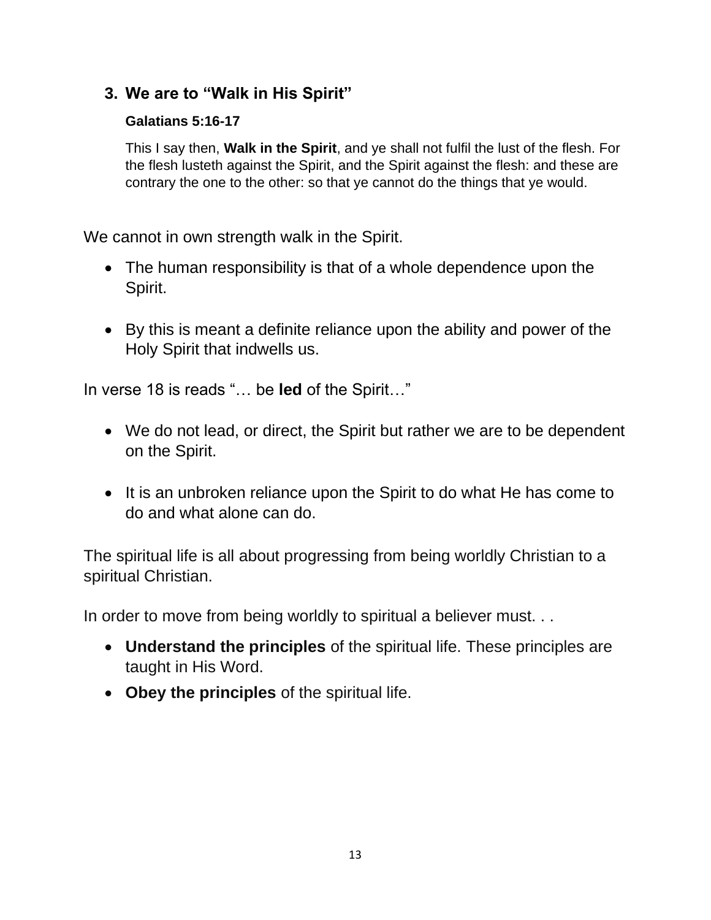### 3. We are to "Walk in His Spirit"

**Galatians 5:16-17**

This I say then, **Walk in the Spirit**, and ye shall not fulfil the lust of the flesh. For the flesh lusteth against the Spirit, and the Spirit against the flesh: and these are contrary the one to the other: so that ye cannot do the things that ye would.

We cannot in own strength walk in the Spirit.

- The human responsibility is that of a whole dependence upon the Spirit.
- By this is meant a definite reliance upon the ability and power of the Holy Spirit that indwells us.

In verse 18 is reads "… be **led** of the Spirit…"

- We do not lead, or direct, the Spirit but rather we are to be dependent on the Spirit.
- It is an unbroken reliance upon the Spirit to do what He has come to do and what alone can do.

The spiritual life is all about progressing from being worldly Christian to a spiritual Christian.

In order to move from being worldly to spiritual a believer must. . .

- **Understand the principles** of the spiritual life. These principles are taught in His Word.
- **Obey the principles** of the spiritual life.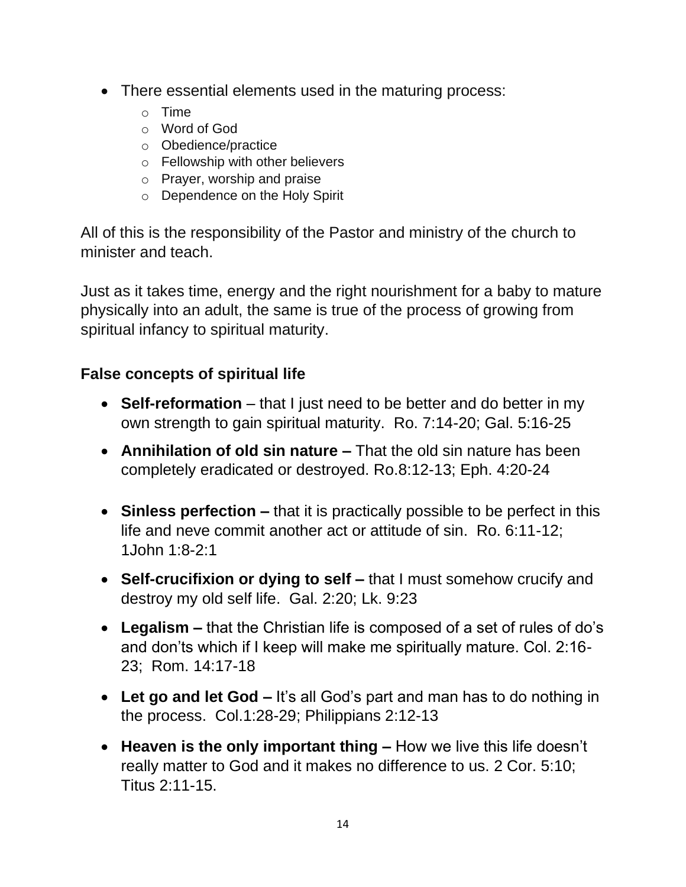- There essential elements used in the maturing process:
    - Time
    - Word of God
    - Obedience/practice
    - Fellowship with other believers
    - Prayer, worship and praise
    - Dependence on the Holy Spirit

All of this is the responsibility of the Pastor and ministry of the church to minister and teach.

Just as it takes time, energy and the right nourishment for a baby to mature physically into an adult, the same is true of the process of growing from spiritual infancy to spiritual maturity.

### False concepts of spiritual life

- **Self-reformation** – that I just need to be better and do better in my own strength to gain spiritual maturity. Ro. 7:14-20; Gal. 5:16-25
- **Annihilation of old sin nature –** That the old sin nature has been completely eradicated or destroyed. Ro.8:12-13; Eph. 4:20-24
- **Sinless perfection –** that it is practically possible to be perfect in this life and neve commit another act or attitude of sin. Ro. 6:11-12; 1John 1:8-2:1
- **Self-crucifixion or dying to self –** that I must somehow crucify and destroy my old self life. Gal. 2:20; Lk. 9:23
- **Legalism –** that the Christian life is composed of a set of rules of do's and don'ts which if I keep will make me spiritually mature. Col. 2:16-23; Rom. 14:17-18
- **Let go and let God –** It's all God's part and man has to do nothing in the process. Col.1:28-29; Philippians 2:12-13
- **Heaven is the only important thing –** How we live this life doesn't really matter to God and it makes no difference to us. 2 Cor. 5:10; Titus 2:11-15.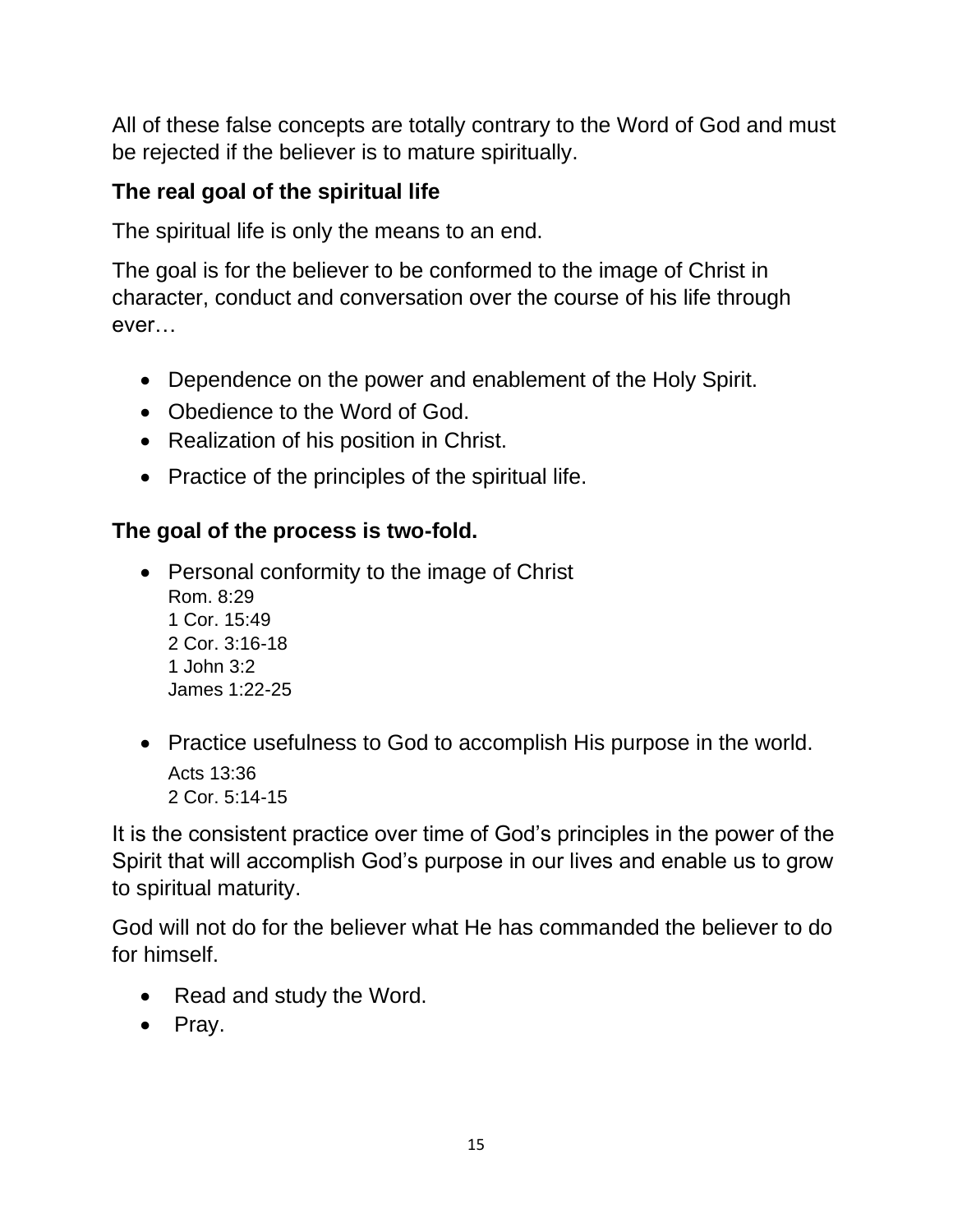All of these false concepts are totally contrary to the Word of God and must be rejected if the believer is to mature spiritually.

### The real goal of the spiritual life

The spiritual life is only the means to an end.

The goal is for the believer to be conformed to the image of Christ in character, conduct and conversation over the course of his life through ever…

- Dependence on the power and enablement of the Holy Spirit.
- Obedience to the Word of God.
- Realization of his position in Christ.
- Practice of the principles of the spiritual life.

### The goal of the process is two-fold.

- Personal conformity to the image of Christ
  Rom. 8:29
  1 Cor. 15:49
  2 Cor. 3:16-18
  1 John 3:2
  James 1:22-25

- Practice usefulness to God to accomplish His purpose in the world.
  Acts 13:36
  2 Cor. 5:14-15

It is the consistent practice over time of God's principles in the power of the Spirit that will accomplish God's purpose in our lives and enable us to grow to spiritual maturity.

God will not do for the believer what He has commanded the believer to do for himself.

- Read and study the Word.
- Pray.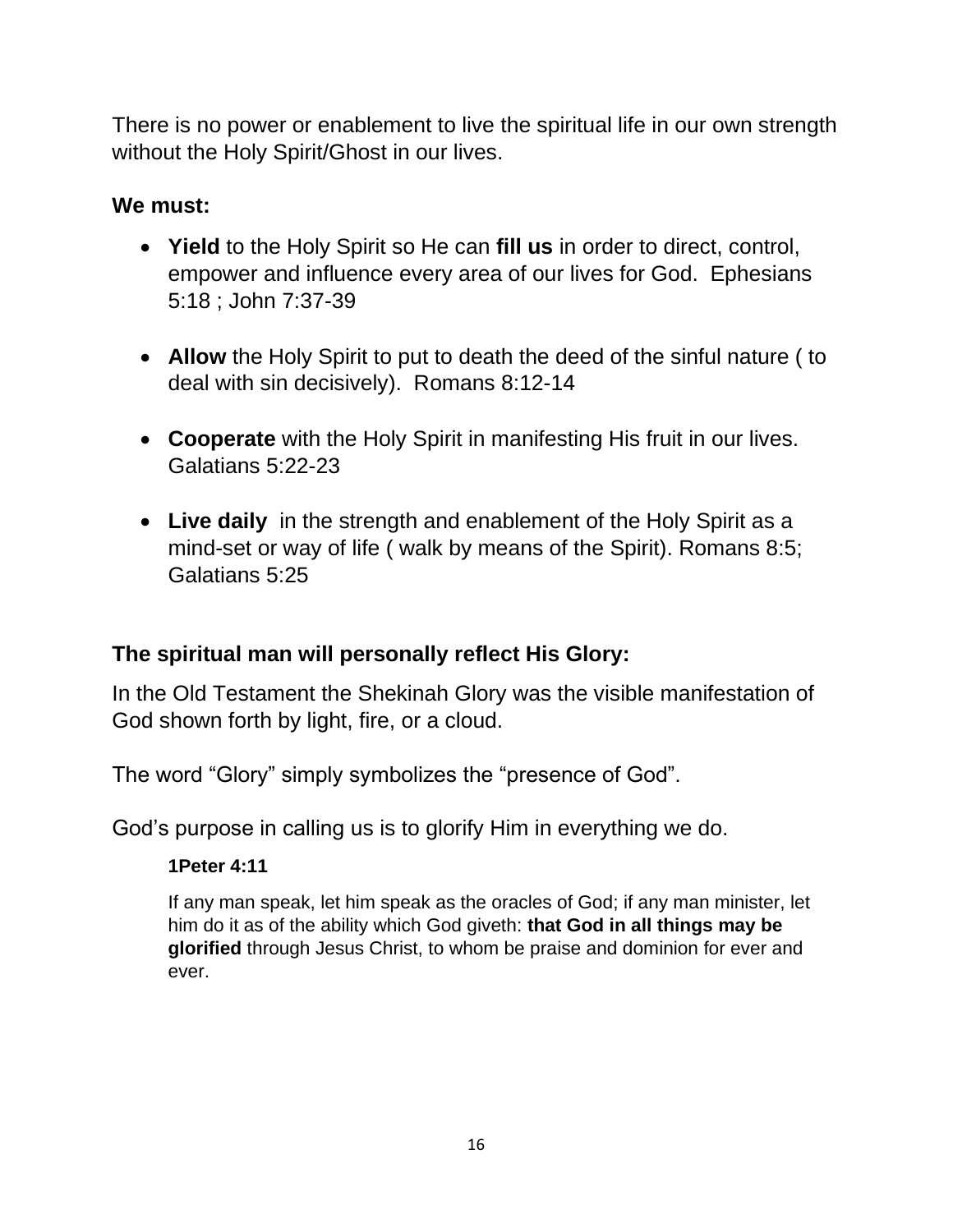There is no power or enablement to live the spiritual life in our own strength without the Holy Spirit/Ghost in our lives.

**We must:**

- **Yield** to the Holy Spirit so He can **fill us** in order to direct, control, empower and influence every area of our lives for God. Ephesians 5:18 ; John 7:37-39

- **Allow** the Holy Spirit to put to death the deed of the sinful nature ( to deal with sin decisively). Romans 8:12-14

- **Cooperate** with the Holy Spirit in manifesting His fruit in our lives. Galatians 5:22-23

- **Live daily** in the strength and enablement of the Holy Spirit as a mind-set or way of life ( walk by means of the Spirit). Romans 8:5; Galatians 5:25

## The spiritual man will personally reflect His Glory:

In the Old Testament the Shekinah Glory was the visible manifestation of God shown forth by light, fire, or a cloud.

The word "Glory" simply symbolizes the "presence of God".

God's purpose in calling us is to glorify Him in everything we do.

> **1Peter 4:11**
>
> If any man speak, let him speak as the oracles of God; if any man minister, let him do it as of the ability which God giveth: **that God in all things may be glorified** through Jesus Christ, to whom be praise and dominion for ever and ever.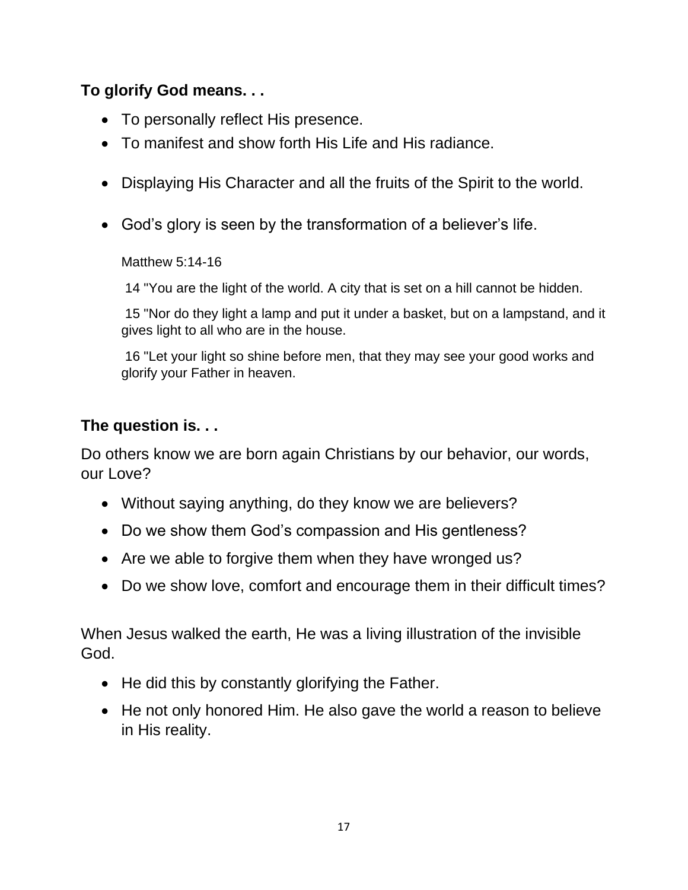**To glorify God means. . .**

- To personally reflect His presence.
- To manifest and show forth His Life and His radiance.
- Displaying His Character and all the fruits of the Spirit to the world.
- God's glory is seen by the transformation of a believer's life.

  Matthew 5:14-16

  14 "You are the light of the world. A city that is set on a hill cannot be hidden.

  15 "Nor do they light a lamp and put it under a basket, but on a lampstand, and it gives light to all who are in the house.

  16 "Let your light so shine before men, that they may see your good works and glorify your Father in heaven.

**The question is. . .**

Do others know we are born again Christians by our behavior, our words, our Love?

- Without saying anything, do they know we are believers?
- Do we show them God's compassion and His gentleness?
- Are we able to forgive them when they have wronged us?
- Do we show love, comfort and encourage them in their difficult times?

When Jesus walked the earth, He was a living illustration of the invisible God.

- He did this by constantly glorifying the Father.
- He not only honored Him. He also gave the world a reason to believe in His reality.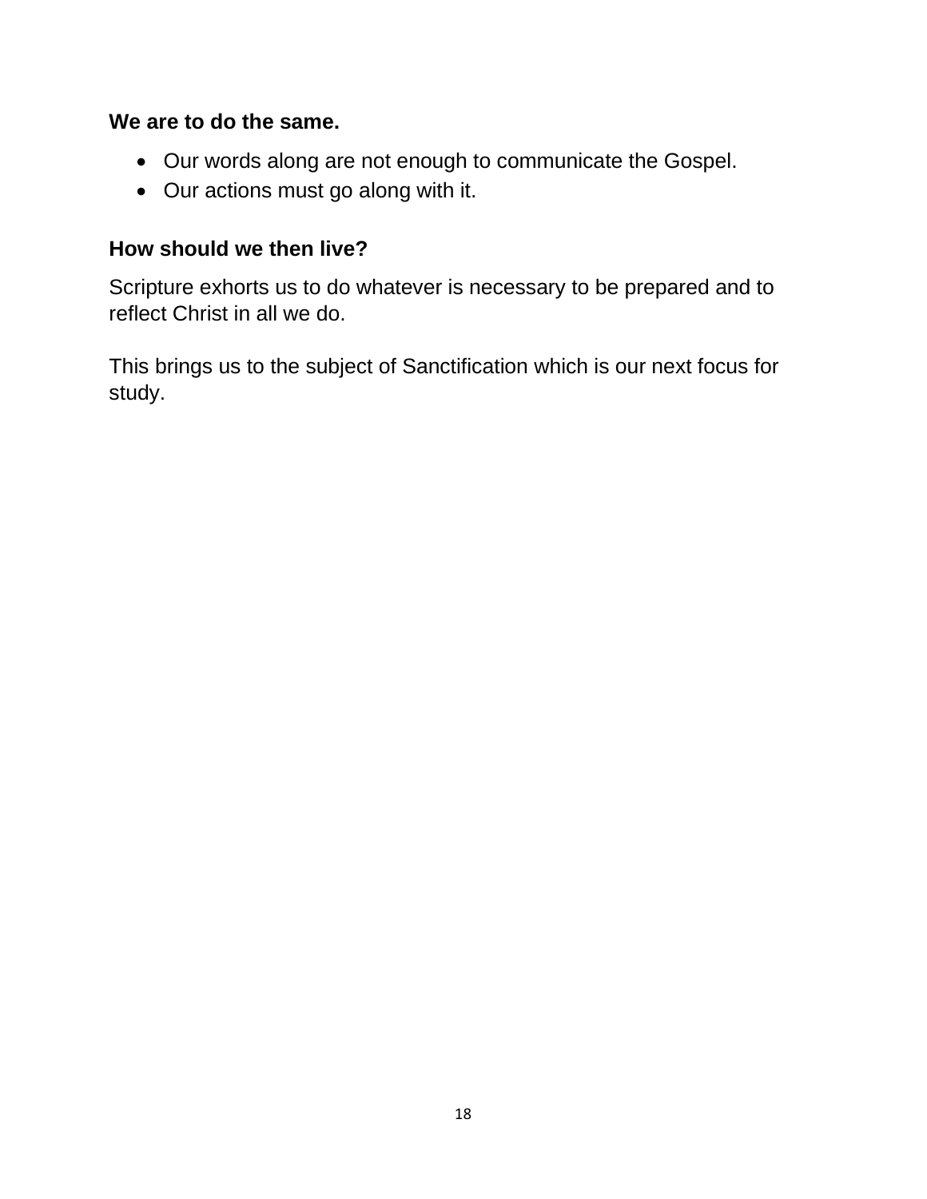**We are to do the same.**

- Our words along are not enough to communicate the Gospel.
- Our actions must go along with it.

**How should we then live?**

Scripture exhorts us to do whatever is necessary to be prepared and to reflect Christ in all we do.

This brings us to the subject of Sanctification which is our next focus for study.